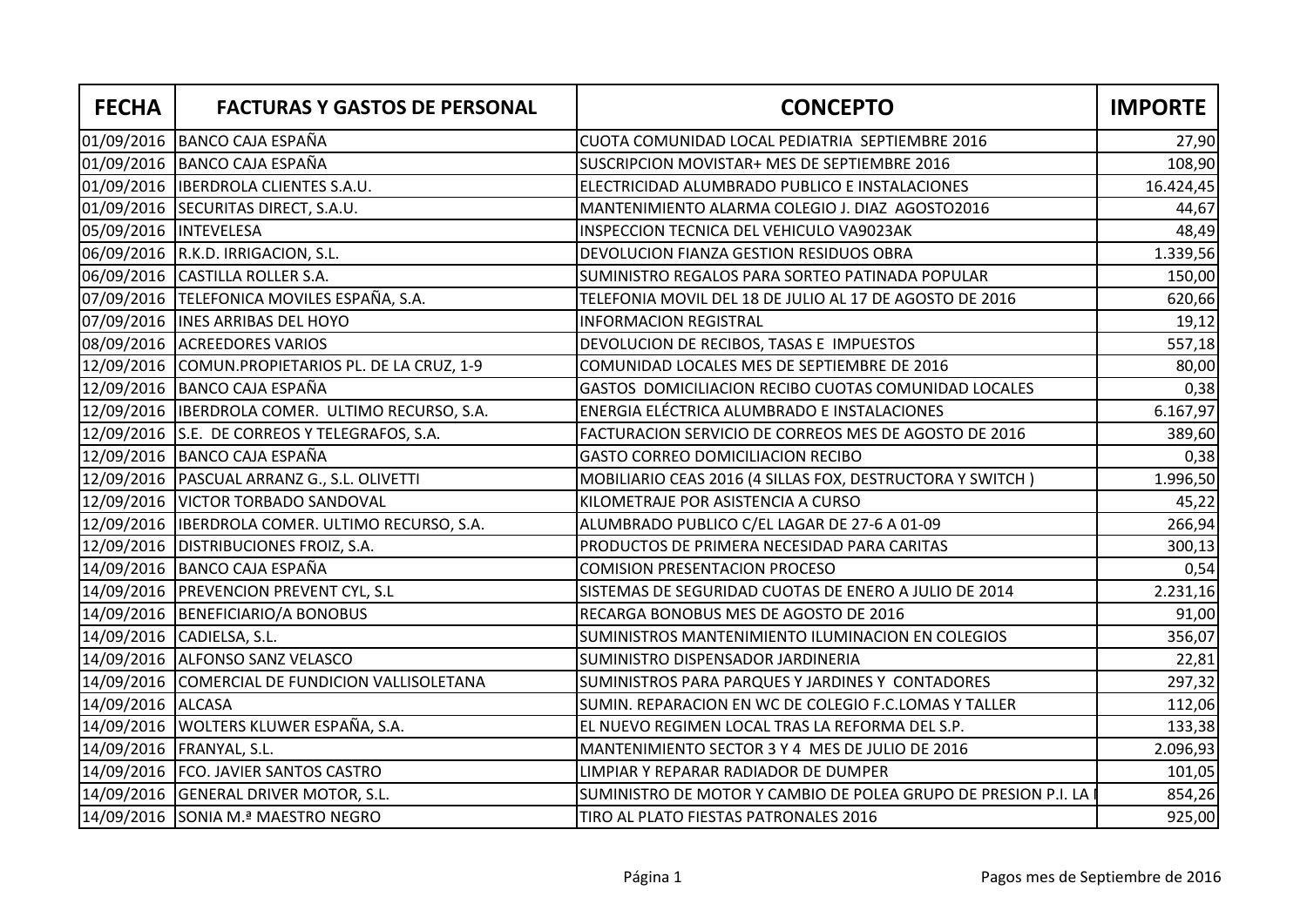| FECHA | FACTURAS Y GASTOS DE PERSONAL | CONCEPTO | IMPORTE |
|---|---|---|---|
| 01/09/2016 | BANCO CAJA ESPAÑA | CUOTA COMUNIDAD LOCAL PEDIATRIA SEPTIEMBRE 2016 | 27,90 |
| 01/09/2016 | BANCO CAJA ESPAÑA | SUSCRIPCION MOVISTAR+ MES DE SEPTIEMBRE 2016 | 108,90 |
| 01/09/2016 | IBERDROLA CLIENTES S.A.U. | ELECTRICIDAD ALUMBRADO PUBLICO E INSTALACIONES | 16.424,45 |
| 01/09/2016 | SECURITAS DIRECT, S.A.U. | MANTENIMIENTO ALARMA COLEGIO J. DIAZ AGOSTO2016 | 44,67 |
| 05/09/2016 | INTEVELESA | INSPECCION TECNICA DEL VEHICULO VA9023AK | 48,49 |
| 06/09/2016 | R.K.D. IRRIGACION, S.L. | DEVOLUCION FIANZA GESTION RESIDUOS OBRA | 1.339,56 |
| 06/09/2016 | CASTILLA ROLLER S.A. | SUMINISTRO REGALOS PARA SORTEO PATINADA POPULAR | 150,00 |
| 07/09/2016 | TELEFONICA MOVILES ESPAÑA, S.A. | TELEFONIA MOVIL DEL 18 DE JULIO AL 17 DE AGOSTO DE 2016 | 620,66 |
| 07/09/2016 | INES ARRIBAS DEL HOYO | INFORMACION REGISTRAL | 19,12 |
| 08/09/2016 | ACREEDORES VARIOS | DEVOLUCION DE RECIBOS, TASAS E IMPUESTOS | 557,18 |
| 12/09/2016 | COMUN.PROPIETARIOS PL. DE LA CRUZ, 1-9 | COMUNIDAD LOCALES MES DE SEPTIEMBRE DE 2016 | 80,00 |
| 12/09/2016 | BANCO CAJA ESPAÑA | GASTOS DOMICILIACION RECIBO CUOTAS COMUNIDAD LOCALES | 0,38 |
| 12/09/2016 | IBERDROLA COMER. ULTIMO RECURSO, S.A. | ENERGIA ELÉCTRICA ALUMBRADO E INSTALACIONES | 6.167,97 |
| 12/09/2016 | S.E. DE CORREOS Y TELEGRAFOS, S.A. | FACTURACION SERVICIO DE CORREOS MES DE AGOSTO DE 2016 | 389,60 |
| 12/09/2016 | BANCO CAJA ESPAÑA | GASTO CORREO DOMICILIACION RECIBO | 0,38 |
| 12/09/2016 | PASCUAL ARRANZ G., S.L. OLIVETTI | MOBILIARIO CEAS 2016 (4 SILLAS FOX, DESTRUCTORA Y SWITCH ) | 1.996,50 |
| 12/09/2016 | VICTOR TORBADO SANDOVAL | KILOMETRAJE POR ASISTENCIA A CURSO | 45,22 |
| 12/09/2016 | IBERDROLA COMER. ULTIMO RECURSO, S.A. | ALUMBRADO PUBLICO C/EL LAGAR DE 27-6 A 01-09 | 266,94 |
| 12/09/2016 | DISTRIBUCIONES FROIZ, S.A. | PRODUCTOS DE PRIMERA NECESIDAD PARA CARITAS | 300,13 |
| 14/09/2016 | BANCO CAJA ESPAÑA | COMISION PRESENTACION PROCESO | 0,54 |
| 14/09/2016 | PREVENCION PREVENT CYL, S.L | SISTEMAS DE SEGURIDAD CUOTAS DE ENERO A JULIO DE 2014 | 2.231,16 |
| 14/09/2016 | BENEFICIARIO/A BONOBUS | RECARGA BONOBUS MES DE AGOSTO DE 2016 | 91,00 |
| 14/09/2016 | CADIELSA, S.L. | SUMINISTROS MANTENIMIENTO ILUMINACION EN COLEGIOS | 356,07 |
| 14/09/2016 | ALFONSO SANZ VELASCO | SUMINISTRO DISPENSADOR JARDINERIA | 22,81 |
| 14/09/2016 | COMERCIAL DE FUNDICION VALLISOLETANA | SUMINISTROS PARA PARQUES Y JARDINES Y CONTADORES | 297,32 |
| 14/09/2016 | ALCASA | SUMIN. REPARACION EN WC DE COLEGIO F.C.LOMAS Y TALLER | 112,06 |
| 14/09/2016 | WOLTERS KLUWER ESPAÑA, S.A. | EL NUEVO REGIMEN LOCAL TRAS LA REFORMA DEL S.P. | 133,38 |
| 14/09/2016 | FRANYAL, S.L. | MANTENIMIENTO SECTOR 3 Y 4 MES DE JULIO DE 2016 | 2.096,93 |
| 14/09/2016 | FCO. JAVIER SANTOS CASTRO | LIMPIAR Y REPARAR RADIADOR DE DUMPER | 101,05 |
| 14/09/2016 | GENERAL DRIVER MOTOR, S.L. | SUMINISTRO DE MOTOR Y CAMBIO DE POLEA GRUPO DE PRESION P.I. LA | 854,26 |
| 14/09/2016 | SONIA M.ª MAESTRO NEGRO | TIRO AL PLATO FIESTAS PATRONALES 2016 | 925,00 |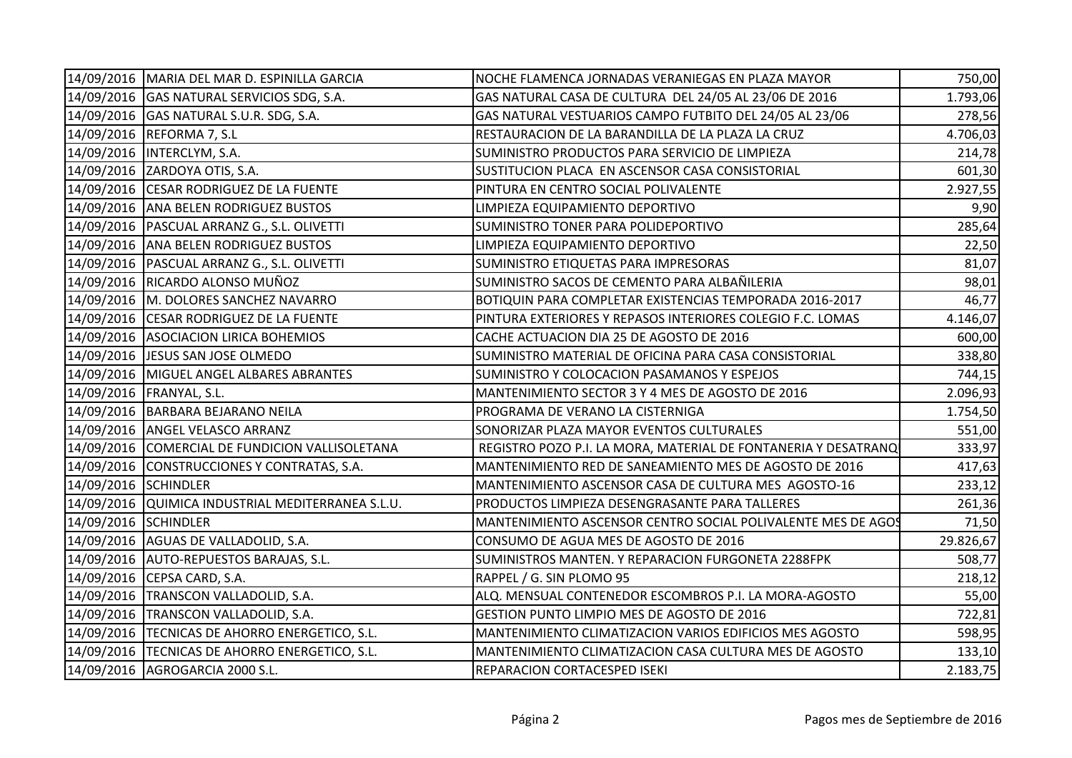| | | | |
|---|---|---|---|
| 14/09/2016 | MARIA DEL MAR D. ESPINILLA GARCIA | NOCHE FLAMENCA JORNADAS VERANIEGAS EN PLAZA MAYOR | 750,00 |
| 14/09/2016 | GAS NATURAL SERVICIOS SDG, S.A. | GAS NATURAL CASA DE CULTURA DEL 24/05 AL 23/06 DE 2016 | 1.793,06 |
| 14/09/2016 | GAS NATURAL S.U.R. SDG, S.A. | GAS NATURAL VESTUARIOS CAMPO FUTBITO DEL 24/05 AL 23/06 | 278,56 |
| 14/09/2016 | REFORMA 7, S.L | RESTAURACION DE LA BARANDILLA DE LA PLAZA LA CRUZ | 4.706,03 |
| 14/09/2016 | INTERCLYM, S.A. | SUMINISTRO PRODUCTOS PARA SERVICIO DE LIMPIEZA | 214,78 |
| 14/09/2016 | ZARDOYA OTIS, S.A. | SUSTITUCION PLACA EN ASCENSOR CASA CONSISTORIAL | 601,30 |
| 14/09/2016 | CESAR RODRIGUEZ DE LA FUENTE | PINTURA EN CENTRO SOCIAL POLIVALENTE | 2.927,55 |
| 14/09/2016 | ANA BELEN RODRIGUEZ BUSTOS | LIMPIEZA EQUIPAMIENTO DEPORTIVO | 9,90 |
| 14/09/2016 | PASCUAL ARRANZ G., S.L. OLIVETTI | SUMINISTRO TONER PARA POLIDEPORTIVO | 285,64 |
| 14/09/2016 | ANA BELEN RODRIGUEZ BUSTOS | LIMPIEZA EQUIPAMIENTO DEPORTIVO | 22,50 |
| 14/09/2016 | PASCUAL ARRANZ G., S.L. OLIVETTI | SUMINISTRO ETIQUETAS PARA IMPRESORAS | 81,07 |
| 14/09/2016 | RICARDO ALONSO MUÑOZ | SUMINISTRO SACOS DE CEMENTO PARA ALBAÑILERIA | 98,01 |
| 14/09/2016 | M. DOLORES SANCHEZ NAVARRO | BOTIQUIN PARA COMPLETAR EXISTENCIAS TEMPORADA 2016-2017 | 46,77 |
| 14/09/2016 | CESAR RODRIGUEZ DE LA FUENTE | PINTURA EXTERIORES Y REPASOS INTERIORES COLEGIO F.C. LOMAS | 4.146,07 |
| 14/09/2016 | ASOCIACION LIRICA BOHEMIOS | CACHE ACTUACION DIA 25 DE AGOSTO DE 2016 | 600,00 |
| 14/09/2016 | JESUS SAN JOSE OLMEDO | SUMINISTRO MATERIAL DE OFICINA PARA CASA CONSISTORIAL | 338,80 |
| 14/09/2016 | MIGUEL ANGEL ALBARES ABRANTES | SUMINISTRO Y COLOCACION PASAMANOS Y ESPEJOS | 744,15 |
| 14/09/2016 | FRANYAL, S.L. | MANTENIMIENTO SECTOR 3 Y 4 MES DE AGOSTO DE 2016 | 2.096,93 |
| 14/09/2016 | BARBARA BEJARANO NEILA | PROGRAMA DE VERANO LA CISTERNIGA | 1.754,50 |
| 14/09/2016 | ANGEL VELASCO ARRANZ | SONORIZAR PLAZA MAYOR EVENTOS CULTURALES | 551,00 |
| 14/09/2016 | COMERCIAL DE FUNDICION VALLISOLETANA | REGISTRO POZO P.I. LA MORA, MATERIAL DE FONTANERIA Y DESATRANQ | 333,97 |
| 14/09/2016 | CONSTRUCCIONES Y CONTRATAS, S.A. | MANTENIMIENTO RED DE SANEAMIENTO MES DE AGOSTO DE 2016 | 417,63 |
| 14/09/2016 | SCHINDLER | MANTENIMIENTO ASCENSOR CASA DE CULTURA MES AGOSTO-16 | 233,12 |
| 14/09/2016 | QUIMICA INDUSTRIAL MEDITERRANEA S.L.U. | PRODUCTOS LIMPIEZA DESENGRASANTE PARA TALLERES | 261,36 |
| 14/09/2016 | SCHINDLER | MANTENIMIENTO ASCENSOR CENTRO SOCIAL POLIVALENTE MES DE AGOS | 71,50 |
| 14/09/2016 | AGUAS DE VALLADOLID, S.A. | CONSUMO DE AGUA MES DE AGOSTO DE 2016 | 29.826,67 |
| 14/09/2016 | AUTO-REPUESTOS BARAJAS, S.L. | SUMINISTROS MANTEN. Y REPARACION FURGONETA 2288FPK | 508,77 |
| 14/09/2016 | CEPSA CARD, S.A. | RAPPEL / G. SIN PLOMO 95 | 218,12 |
| 14/09/2016 | TRANSCON VALLADOLID, S.A. | ALQ. MENSUAL CONTENEDOR ESCOMBROS P.I. LA MORA-AGOSTO | 55,00 |
| 14/09/2016 | TRANSCON VALLADOLID, S.A. | GESTION PUNTO LIMPIO MES DE AGOSTO DE 2016 | 722,81 |
| 14/09/2016 | TECNICAS DE AHORRO ENERGETICO, S.L. | MANTENIMIENTO CLIMATIZACION VARIOS EDIFICIOS MES AGOSTO | 598,95 |
| 14/09/2016 | TECNICAS DE AHORRO ENERGETICO, S.L. | MANTENIMIENTO CLIMATIZACION CASA CULTURA MES DE AGOSTO | 133,10 |
| 14/09/2016 | AGROGARCIA 2000 S.L. | REPARACION CORTACESPED ISEKI | 2.183,75 |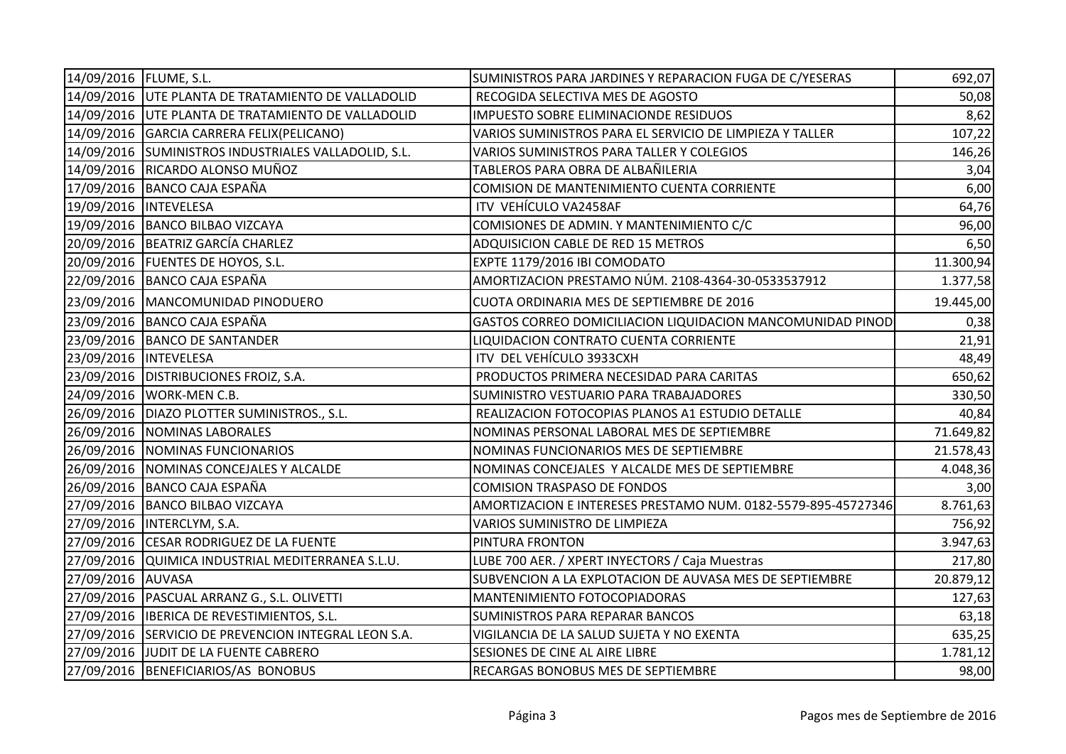| | | | |
|---|---|---|---|
| 14/09/2016 | FLUME, S.L. | SUMINISTROS PARA JARDINES Y REPARACION FUGA DE C/YESERAS | 692,07 |
| 14/09/2016 | UTE PLANTA DE TRATAMIENTO DE VALLADOLID | RECOGIDA SELECTIVA MES DE AGOSTO | 50,08 |
| 14/09/2016 | UTE PLANTA DE TRATAMIENTO DE VALLADOLID | IMPUESTO SOBRE ELIMINACIONDE RESIDUOS | 8,62 |
| 14/09/2016 | GARCIA CARRERA FELIX(PELICANO) | VARIOS SUMINISTROS PARA EL SERVICIO DE LIMPIEZA Y TALLER | 107,22 |
| 14/09/2016 | SUMINISTROS INDUSTRIALES VALLADOLID, S.L. | VARIOS SUMINISTROS PARA TALLER Y COLEGIOS | 146,26 |
| 14/09/2016 | RICARDO ALONSO MUÑOZ | TABLEROS PARA OBRA DE ALBAÑILERIA | 3,04 |
| 17/09/2016 | BANCO CAJA ESPAÑA | COMISION DE MANTENIMIENTO CUENTA CORRIENTE | 6,00 |
| 19/09/2016 | INTEVELESA | ITV VEHÍCULO VA2458AF | 64,76 |
| 19/09/2016 | BANCO BILBAO VIZCAYA | COMISIONES DE ADMIN. Y MANTENIMIENTO C/C | 96,00 |
| 20/09/2016 | BEATRIZ GARCÍA CHARLEZ | ADQUISICION CABLE DE RED 15 METROS | 6,50 |
| 20/09/2016 | FUENTES DE HOYOS, S.L. | EXPTE 1179/2016 IBI COMODATO | 11.300,94 |
| 22/09/2016 | BANCO CAJA ESPAÑA | AMORTIZACION PRESTAMO NÚM. 2108-4364-30-0533537912 | 1.377,58 |
| 23/09/2016 | MANCOMUNIDAD PINODUERO | CUOTA ORDINARIA MES DE SEPTIEMBRE DE 2016 | 19.445,00 |
| 23/09/2016 | BANCO CAJA ESPAÑA | GASTOS CORREO DOMICILIACION LIQUIDACION MANCOMUNIDAD PINOD | 0,38 |
| 23/09/2016 | BANCO DE SANTANDER | LIQUIDACION CONTRATO CUENTA CORRIENTE | 21,91 |
| 23/09/2016 | INTEVELESA | ITV DEL VEHÍCULO 3933CXH | 48,49 |
| 23/09/2016 | DISTRIBUCIONES FROIZ, S.A. | PRODUCTOS PRIMERA NECESIDAD PARA CARITAS | 650,62 |
| 24/09/2016 | WORK-MEN C.B. | SUMINISTRO VESTUARIO PARA TRABAJADORES | 330,50 |
| 26/09/2016 | DIAZO PLOTTER SUMINISTROS., S.L. | REALIZACION FOTOCOPIAS PLANOS A1 ESTUDIO DETALLE | 40,84 |
| 26/09/2016 | NOMINAS LABORALES | NOMINAS PERSONAL LABORAL MES DE SEPTIEMBRE | 71.649,82 |
| 26/09/2016 | NOMINAS FUNCIONARIOS | NOMINAS FUNCIONARIOS MES DE SEPTIEMBRE | 21.578,43 |
| 26/09/2016 | NOMINAS CONCEJALES Y ALCALDE | NOMINAS CONCEJALES Y ALCALDE MES DE SEPTIEMBRE | 4.048,36 |
| 26/09/2016 | BANCO CAJA ESPAÑA | COMISION TRASPASO DE FONDOS | 3,00 |
| 27/09/2016 | BANCO BILBAO VIZCAYA | AMORTIZACION E INTERESES PRESTAMO NUM. 0182-5579-895-45727346 | 8.761,63 |
| 27/09/2016 | INTERCLYM, S.A. | VARIOS SUMINISTRO DE LIMPIEZA | 756,92 |
| 27/09/2016 | CESAR RODRIGUEZ DE LA FUENTE | PINTURA FRONTON | 3.947,63 |
| 27/09/2016 | QUIMICA INDUSTRIAL MEDITERRANEA S.L.U. | LUBE 700 AER. / XPERT INYECTORS / Caja Muestras | 217,80 |
| 27/09/2016 | AUVASA | SUBVENCION A LA EXPLOTACION DE AUVASA MES DE SEPTIEMBRE | 20.879,12 |
| 27/09/2016 | PASCUAL ARRANZ G., S.L. OLIVETTI | MANTENIMIENTO FOTOCOPIADORAS | 127,63 |
| 27/09/2016 | IBERICA DE REVESTIMIENTOS, S.L. | SUMINISTROS PARA REPARAR BANCOS | 63,18 |
| 27/09/2016 | SERVICIO DE PREVENCION INTEGRAL LEON S.A. | VIGILANCIA DE LA SALUD SUJETA Y NO EXENTA | 635,25 |
| 27/09/2016 | JUDIT DE LA FUENTE CABRERO | SESIONES DE CINE AL AIRE LIBRE | 1.781,12 |
| 27/09/2016 | BENEFICIARIOS/AS BONOBUS | RECARGAS BONOBUS MES DE SEPTIEMBRE | 98,00 |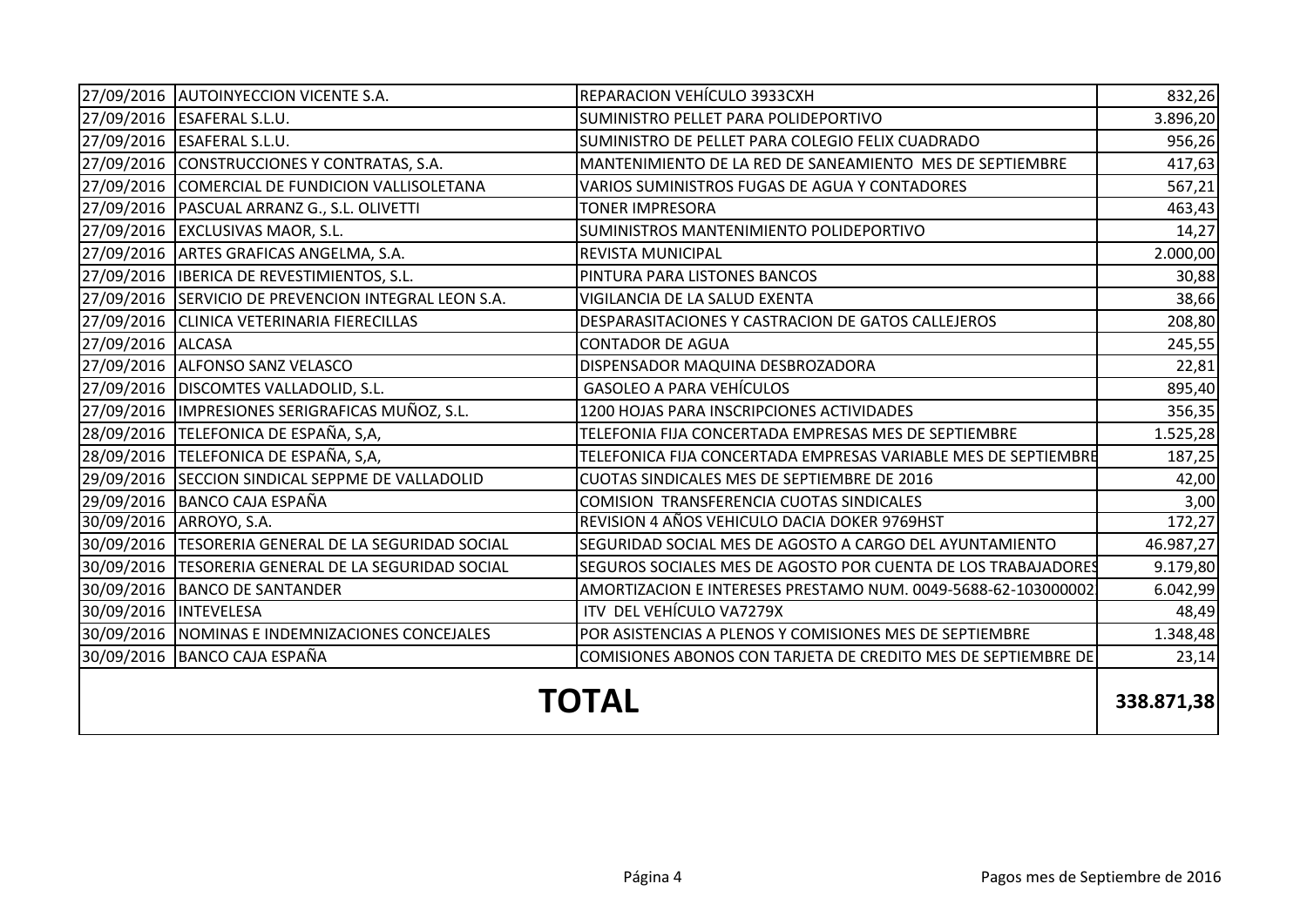| | | | |
|---|---|---|---|
| 27/09/2016 | AUTOINYECCION VICENTE S.A. | REPARACION VEHÍCULO 3933CXH | 832,26 |
| 27/09/2016 | ESAFERAL S.L.U. | SUMINISTRO PELLET PARA POLIDEPORTIVO | 3.896,20 |
| 27/09/2016 | ESAFERAL S.L.U. | SUMINISTRO DE PELLET PARA COLEGIO FELIX CUADRADO | 956,26 |
| 27/09/2016 | CONSTRUCCIONES Y CONTRATAS, S.A. | MANTENIMIENTO DE LA RED DE SANEAMIENTO MES DE SEPTIEMBRE | 417,63 |
| 27/09/2016 | COMERCIAL DE FUNDICION VALLISOLETANA | VARIOS SUMINISTROS FUGAS DE AGUA Y CONTADORES | 567,21 |
| 27/09/2016 | PASCUAL ARRANZ G., S.L. OLIVETTI | TONER IMPRESORA | 463,43 |
| 27/09/2016 | EXCLUSIVAS MAOR, S.L. | SUMINISTROS MANTENIMIENTO POLIDEPORTIVO | 14,27 |
| 27/09/2016 | ARTES GRAFICAS ANGELMA, S.A. | REVISTA MUNICIPAL | 2.000,00 |
| 27/09/2016 | IBERICA DE REVESTIMIENTOS, S.L. | PINTURA PARA LISTONES BANCOS | 30,88 |
| 27/09/2016 | SERVICIO DE PREVENCION INTEGRAL LEON S.A. | VIGILANCIA DE LA SALUD EXENTA | 38,66 |
| 27/09/2016 | CLINICA VETERINARIA FIERECILLAS | DESPARASITACIONES Y CASTRACION DE GATOS CALLEJEROS | 208,80 |
| 27/09/2016 | ALCASA | CONTADOR DE AGUA | 245,55 |
| 27/09/2016 | ALFONSO SANZ VELASCO | DISPENSADOR MAQUINA DESBROZADORA | 22,81 |
| 27/09/2016 | DISCOMTES VALLADOLID, S.L. | GASOLEO A PARA VEHÍCULOS | 895,40 |
| 27/09/2016 | IMPRESIONES SERIGRAFICAS MUÑOZ, S.L. | 1200 HOJAS PARA INSCRIPCIONES ACTIVIDADES | 356,35 |
| 28/09/2016 | TELEFONICA DE ESPAÑA, S,A, | TELEFONIA FIJA CONCERTADA EMPRESAS MES DE SEPTIEMBRE | 1.525,28 |
| 28/09/2016 | TELEFONICA DE ESPAÑA, S,A, | TELEFONICA FIJA CONCERTADA EMPRESAS VARIABLE MES DE SEPTIEMBRE | 187,25 |
| 29/09/2016 | SECCION SINDICAL SEPPME DE VALLADOLID | CUOTAS SINDICALES MES DE SEPTIEMBRE DE 2016 | 42,00 |
| 29/09/2016 | BANCO CAJA ESPAÑA | COMISION TRANSFERENCIA CUOTAS SINDICALES | 3,00 |
| 30/09/2016 | ARROYO, S.A. | REVISION 4 AÑOS VEHICULO DACIA DOKER 9769HST | 172,27 |
| 30/09/2016 | TESORERIA GENERAL DE LA SEGURIDAD SOCIAL | SEGURIDAD SOCIAL MES DE AGOSTO A CARGO DEL AYUNTAMIENTO | 46.987,27 |
| 30/09/2016 | TESORERIA GENERAL DE LA SEGURIDAD SOCIAL | SEGUROS SOCIALES MES DE AGOSTO POR CUENTA DE LOS TRABAJADORES | 9.179,80 |
| 30/09/2016 | BANCO DE SANTANDER | AMORTIZACION E INTERESES PRESTAMO NUM. 0049-5688-62-103000002 | 6.042,99 |
| 30/09/2016 | INTEVELESA | ITV DEL VEHÍCULO VA7279X | 48,49 |
| 30/09/2016 | NOMINAS E INDEMNIZACIONES CONCEJALES | POR ASISTENCIAS A PLENOS Y COMISIONES MES DE SEPTIEMBRE | 1.348,48 |
| 30/09/2016 | BANCO CAJA ESPAÑA | COMISIONES ABONOS CON TARJETA DE CREDITO MES DE SEPTIEMBRE DE | 23,14 |
| **TOTAL** | | | **338.871,38** |